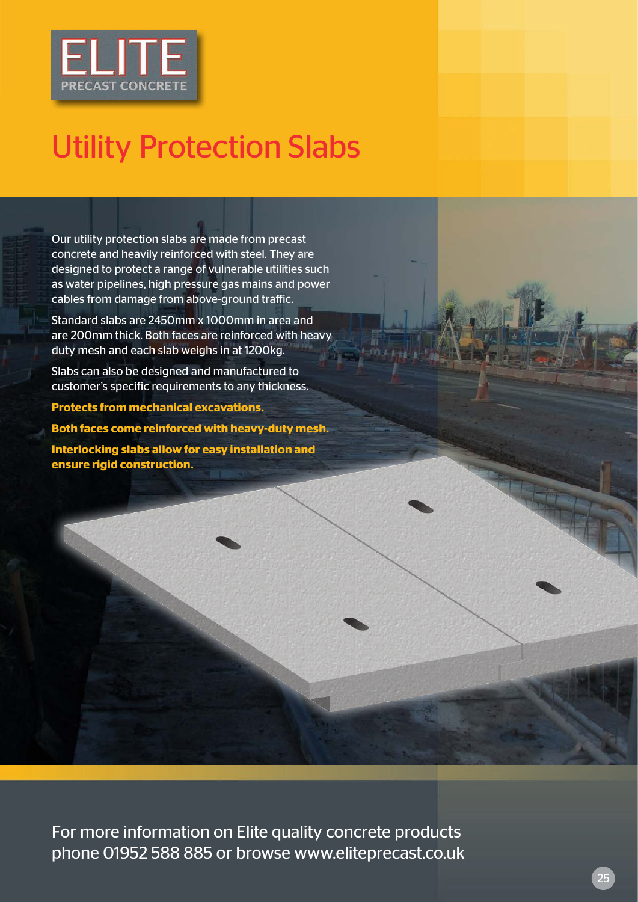ELITE PRECAST CONCRETE

# Utility Protection Slabs

Our utility protection slabs are made from precast concrete and heavily reinforced with steel. They are designed to protect a range of vulnerable utilities such as water pipelines, high pressure gas mains and power cables from damage from above-ground traffic.

Standard slabs are 2450mm x 1000mm in area and are 200mm thick. Both faces are reinforced with heavy duty mesh and each slab weighs in at 1200kg.

Slabs can also be designed and manufactured to customer's specific requirements to any thickness.

**Protects from mechanical excavations.**

**Both faces come reinforced with heavy-duty mesh.**

**Interlocking slabs allow for easy installation and ensure rigid construction.**

For more information on Elite quality concrete products phone 01952 588 885 or browse www.eliteprecast.co.uk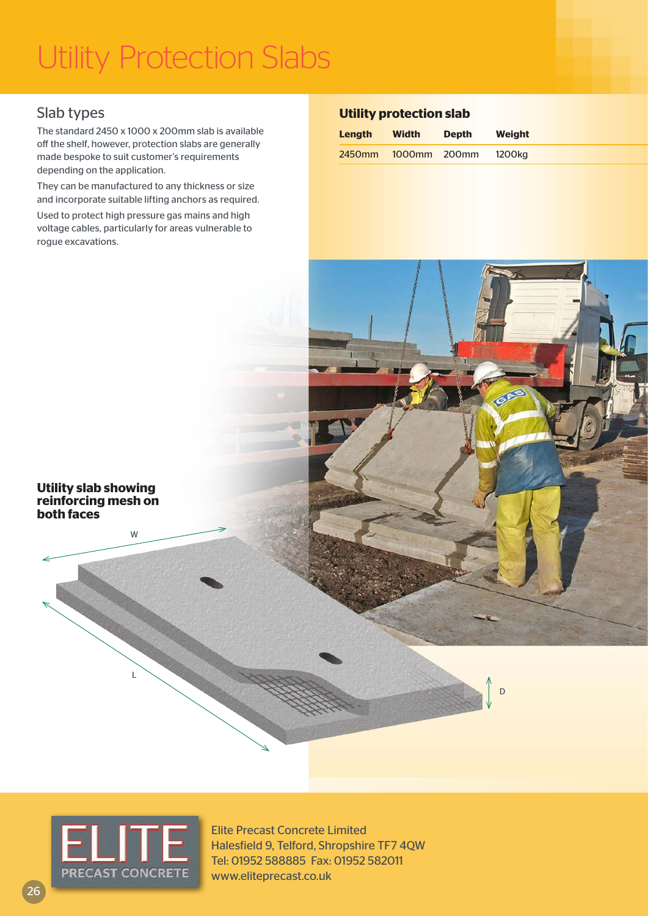# Utility Protection Slabs

## Slab types

The standard 2450 x 1000 x 200mm slab is available off the shelf, however, protection slabs are generally made bespoke to suit customer's requirements depending on the application.

They can be manufactured to any thickness or size and incorporate suitable lifting anchors as required.

Used to protect high pressure gas mains and high voltage cables, particularly for areas vulnerable to rogue excavations.

### Utility protection slab

| Length | Width | Depth | Weight |
|---|---|---|---|
| 2450mm | 1000mm | 200mm | 1200kg |

**Utility slab showing reinforcing mesh on both faces**

W

L

D

Elite Precast Concrete Limited
Halesfield 9, Telford, Shropshire TF7 4QW
Tel: 01952 588885 Fax: 01952 582011
www.eliteprecast.co.uk